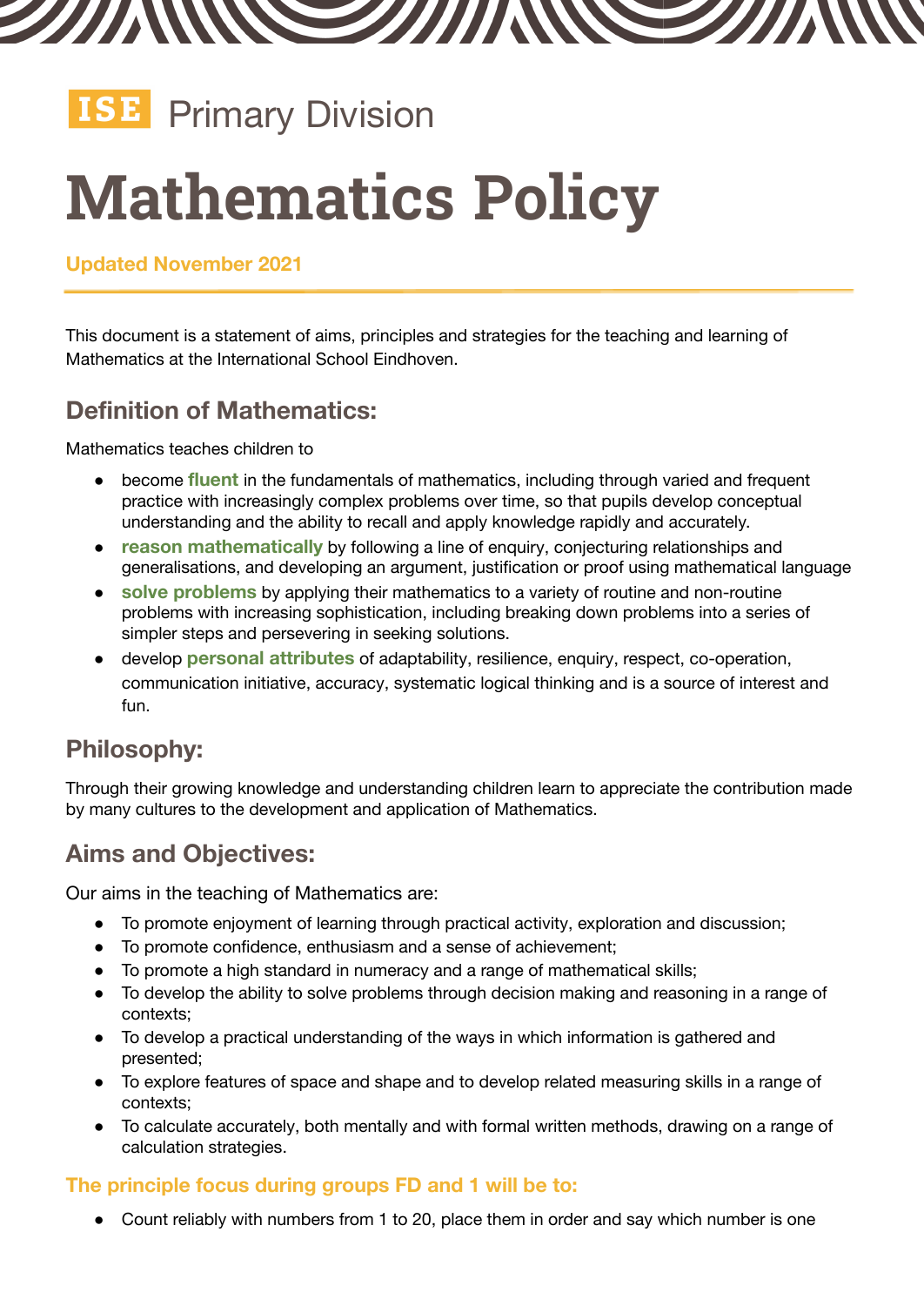ISE Primary Division

# Mathematics Policy

**Updated November 2021**

This document is a statement of aims, principles and strategies for the teaching and learning of Mathematics at the International School Eindhoven.

## Definition of Mathematics:

Mathematics teaches children to

- become **fluent** in the fundamentals of mathematics, including through varied and frequent practice with increasingly complex problems over time, so that pupils develop conceptual understanding and the ability to recall and apply knowledge rapidly and accurately.
- **reason mathematically** by following a line of enquiry, conjecturing relationships and generalisations, and developing an argument, justification or proof using mathematical language
- **solve problems** by applying their mathematics to a variety of routine and non-routine problems with increasing sophistication, including breaking down problems into a series of simpler steps and persevering in seeking solutions.
- develop **personal attributes** of adaptability, resilience, enquiry, respect, co-operation, communication initiative, accuracy, systematic logical thinking and is a source of interest and fun.

## Philosophy:

Through their growing knowledge and understanding children learn to appreciate the contribution made by many cultures to the development and application of Mathematics.

## Aims and Objectives:

Our aims in the teaching of Mathematics are:

- To promote enjoyment of learning through practical activity, exploration and discussion;
- To promote confidence, enthusiasm and a sense of achievement;
- To promote a high standard in numeracy and a range of mathematical skills;
- To develop the ability to solve problems through decision making and reasoning in a range of contexts;
- To develop a practical understanding of the ways in which information is gathered and presented;
- To explore features of space and shape and to develop related measuring skills in a range of contexts;
- To calculate accurately, both mentally and with formal written methods, drawing on a range of calculation strategies.

### The principle focus during groups FD and 1 will be to:

- Count reliably with numbers from 1 to 20, place them in order and say which number is one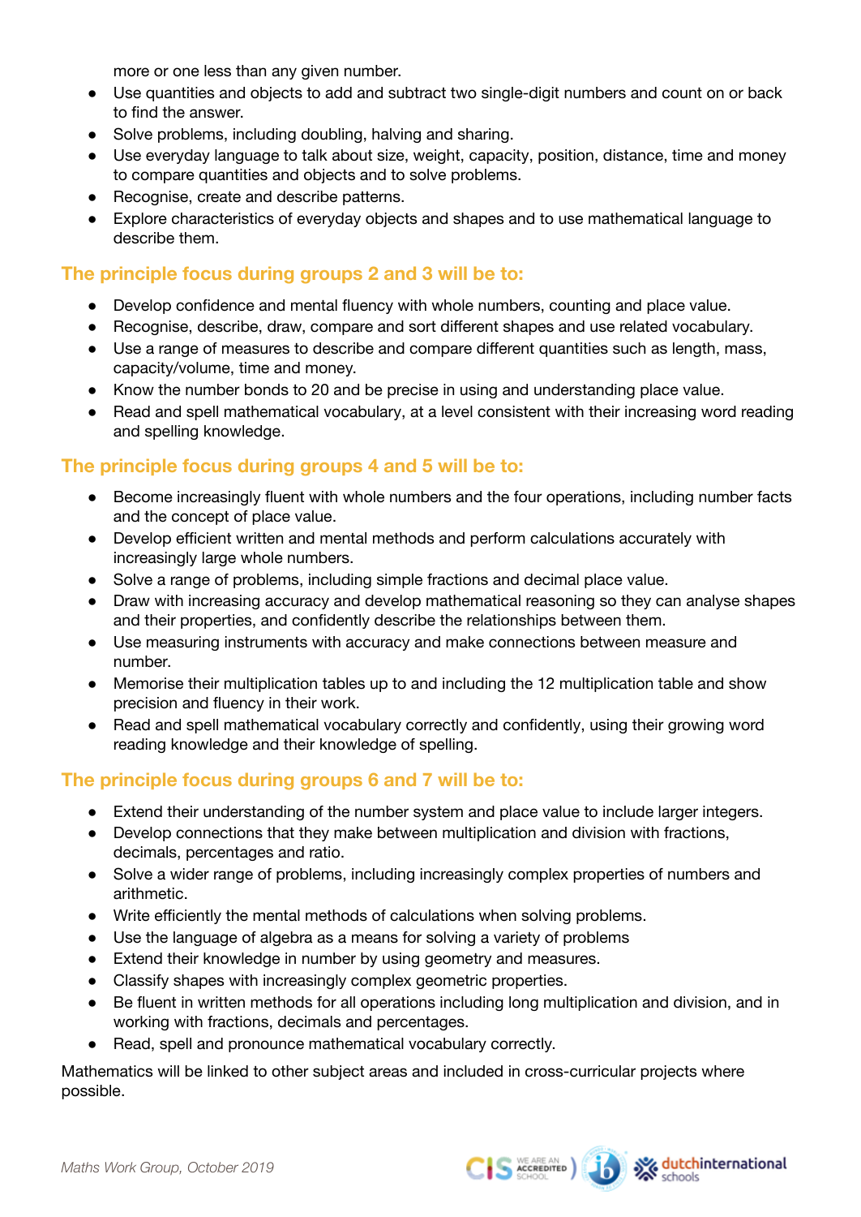more or one less than any given number.

- Use quantities and objects to add and subtract two single-digit numbers and count on or back to find the answer.
- Solve problems, including doubling, halving and sharing.
- Use everyday language to talk about size, weight, capacity, position, distance, time and money to compare quantities and objects and to solve problems.
- Recognise, create and describe patterns.
- Explore characteristics of everyday objects and shapes and to use mathematical language to describe them.

### The principle focus during groups 2 and 3 will be to:

- Develop confidence and mental fluency with whole numbers, counting and place value.
- Recognise, describe, draw, compare and sort different shapes and use related vocabulary.
- Use a range of measures to describe and compare different quantities such as length, mass, capacity/volume, time and money.
- Know the number bonds to 20 and be precise in using and understanding place value.
- Read and spell mathematical vocabulary, at a level consistent with their increasing word reading and spelling knowledge.

### The principle focus during groups 4 and 5 will be to:

- Become increasingly fluent with whole numbers and the four operations, including number facts and the concept of place value.
- Develop efficient written and mental methods and perform calculations accurately with increasingly large whole numbers.
- Solve a range of problems, including simple fractions and decimal place value.
- Draw with increasing accuracy and develop mathematical reasoning so they can analyse shapes and their properties, and confidently describe the relationships between them.
- Use measuring instruments with accuracy and make connections between measure and number.
- Memorise their multiplication tables up to and including the 12 multiplication table and show precision and fluency in their work.
- Read and spell mathematical vocabulary correctly and confidently, using their growing word reading knowledge and their knowledge of spelling.

### The principle focus during groups 6 and 7 will be to:

- Extend their understanding of the number system and place value to include larger integers.
- Develop connections that they make between multiplication and division with fractions, decimals, percentages and ratio.
- Solve a wider range of problems, including increasingly complex properties of numbers and arithmetic.
- Write efficiently the mental methods of calculations when solving problems.
- Use the language of algebra as a means for solving a variety of problems
- Extend their knowledge in number by using geometry and measures.
- Classify shapes with increasingly complex geometric properties.
- Be fluent in written methods for all operations including long multiplication and division, and in working with fractions, decimals and percentages.
- Read, spell and pronounce mathematical vocabulary correctly.

Mathematics will be linked to other subject areas and included in cross-curricular projects where possible.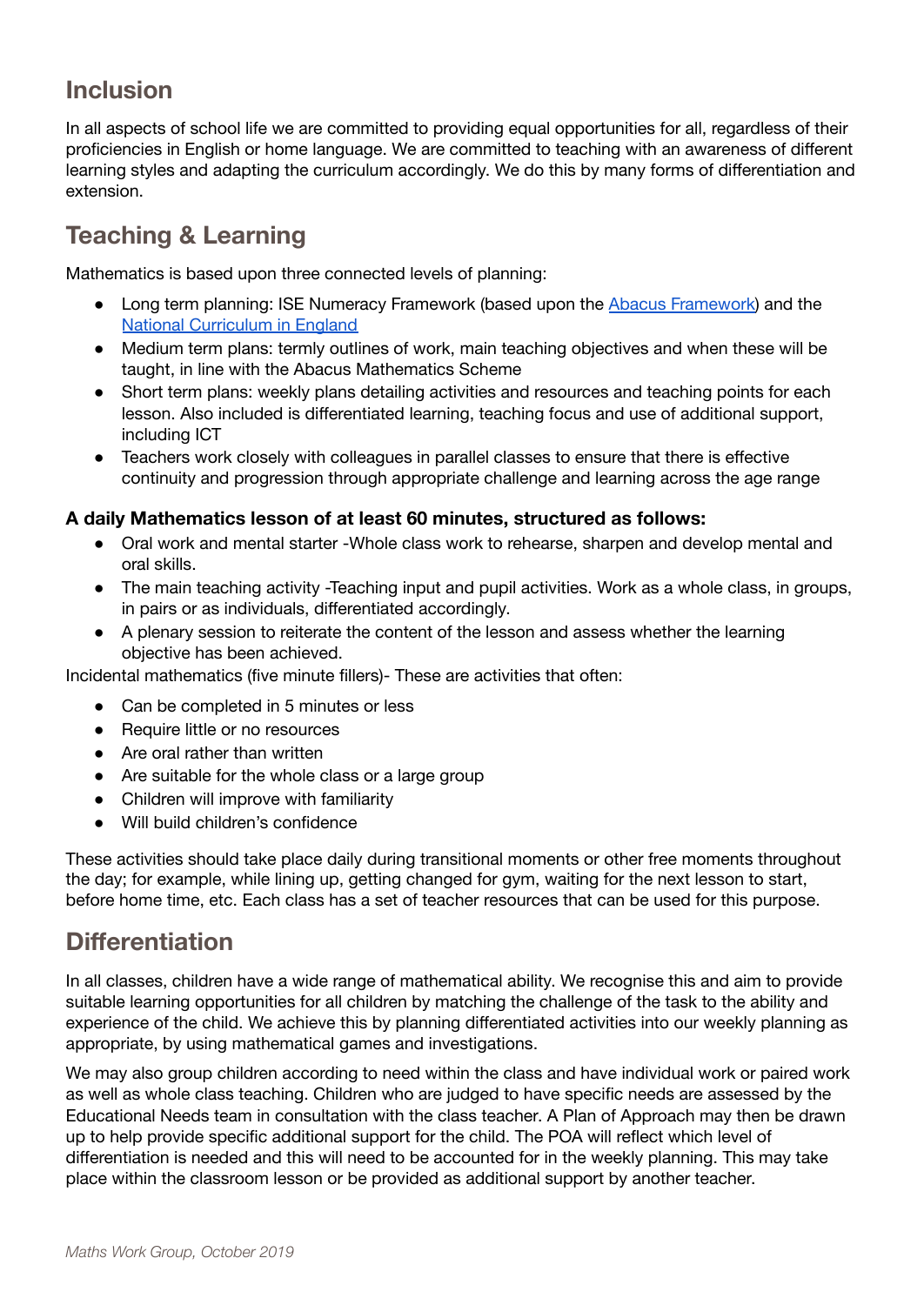## Inclusion

In all aspects of school life we are committed to providing equal opportunities for all, regardless of their proficiencies in English or home language. We are committed to teaching with an awareness of different learning styles and adapting the curriculum accordingly. We do this by many forms of differentiation and extension.

## Teaching & Learning

Mathematics is based upon three connected levels of planning:

- Long term planning: ISE Numeracy Framework (based upon the [Abacus Framework](#)) and the [National Curriculum in England](#)
- Medium term plans: termly outlines of work, main teaching objectives and when these will be taught, in line with the Abacus Mathematics Scheme
- Short term plans: weekly plans detailing activities and resources and teaching points for each lesson. Also included is differentiated learning, teaching focus and use of additional support, including ICT
- Teachers work closely with colleagues in parallel classes to ensure that there is effective continuity and progression through appropriate challenge and learning across the age range

**A daily Mathematics lesson of at least 60 minutes, structured as follows:**

- Oral work and mental starter -Whole class work to rehearse, sharpen and develop mental and oral skills.
- The main teaching activity -Teaching input and pupil activities. Work as a whole class, in groups, in pairs or as individuals, differentiated accordingly.
- A plenary session to reiterate the content of the lesson and assess whether the learning objective has been achieved.

Incidental mathematics (five minute fillers)- These are activities that often:

- Can be completed in 5 minutes or less
- Require little or no resources
- Are oral rather than written
- Are suitable for the whole class or a large group
- Children will improve with familiarity
- Will build children's confidence

These activities should take place daily during transitional moments or other free moments throughout the day; for example, while lining up, getting changed for gym, waiting for the next lesson to start, before home time, etc. Each class has a set of teacher resources that can be used for this purpose.

## Differentiation

In all classes, children have a wide range of mathematical ability. We recognise this and aim to provide suitable learning opportunities for all children by matching the challenge of the task to the ability and experience of the child. We achieve this by planning differentiated activities into our weekly planning as appropriate, by using mathematical games and investigations.

We may also group children according to need within the class and have individual work or paired work as well as whole class teaching. Children who are judged to have specific needs are assessed by the Educational Needs team in consultation with the class teacher. A Plan of Approach may then be drawn up to help provide specific additional support for the child. The POA will reflect which level of differentiation is needed and this will need to be accounted for in the weekly planning. This may take place within the classroom lesson or be provided as additional support by another teacher.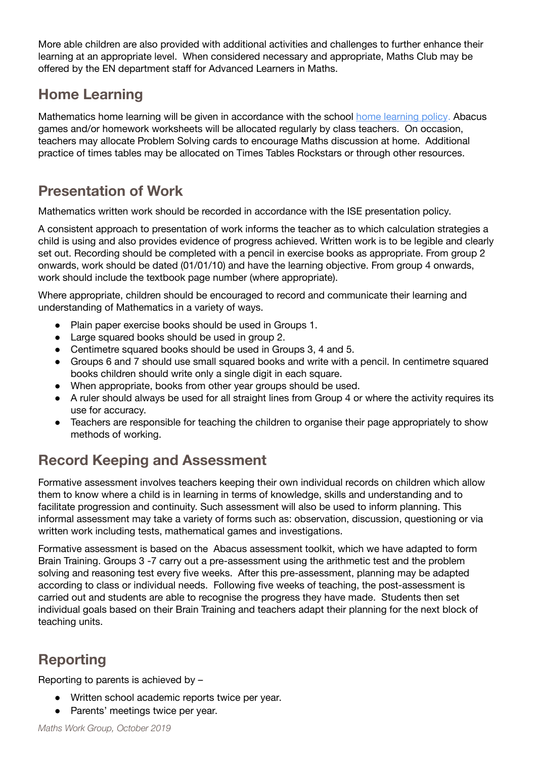More able children are also provided with additional activities and challenges to further enhance their learning at an appropriate level. When considered necessary and appropriate, Maths Club may be offered by the EN department staff for Advanced Learners in Maths.

## Home Learning

Mathematics home learning will be given in accordance with the school home learning policy. Abacus games and/or homework worksheets will be allocated regularly by class teachers. On occasion, teachers may allocate Problem Solving cards to encourage Maths discussion at home. Additional practice of times tables may be allocated on Times Tables Rockstars or through other resources.

## Presentation of Work

Mathematics written work should be recorded in accordance with the ISE presentation policy.

A consistent approach to presentation of work informs the teacher as to which calculation strategies a child is using and also provides evidence of progress achieved. Written work is to be legible and clearly set out. Recording should be completed with a pencil in exercise books as appropriate. From group 2 onwards, work should be dated (01/01/10) and have the learning objective. From group 4 onwards, work should include the textbook page number (where appropriate).

Where appropriate, children should be encouraged to record and communicate their learning and understanding of Mathematics in a variety of ways.

- Plain paper exercise books should be used in Groups 1.
- Large squared books should be used in group 2.
- Centimetre squared books should be used in Groups 3, 4 and 5.
- Groups 6 and 7 should use small squared books and write with a pencil. In centimetre squared books children should write only a single digit in each square.
- When appropriate, books from other year groups should be used.
- A ruler should always be used for all straight lines from Group 4 or where the activity requires its use for accuracy.
- Teachers are responsible for teaching the children to organise their page appropriately to show methods of working.

## Record Keeping and Assessment

Formative assessment involves teachers keeping their own individual records on children which allow them to know where a child is in learning in terms of knowledge, skills and understanding and to facilitate progression and continuity. Such assessment will also be used to inform planning. This informal assessment may take a variety of forms such as: observation, discussion, questioning or via written work including tests, mathematical games and investigations.

Formative assessment is based on the Abacus assessment toolkit, which we have adapted to form Brain Training. Groups 3 -7 carry out a pre-assessment using the arithmetic test and the problem solving and reasoning test every five weeks. After this pre-assessment, planning may be adapted according to class or individual needs. Following five weeks of teaching, the post-assessment is carried out and students are able to recognise the progress they have made. Students then set individual goals based on their Brain Training and teachers adapt their planning for the next block of teaching units.

## Reporting

Reporting to parents is achieved by –

- Written school academic reports twice per year.
- Parents' meetings twice per year.

*Maths Work Group, October 2019*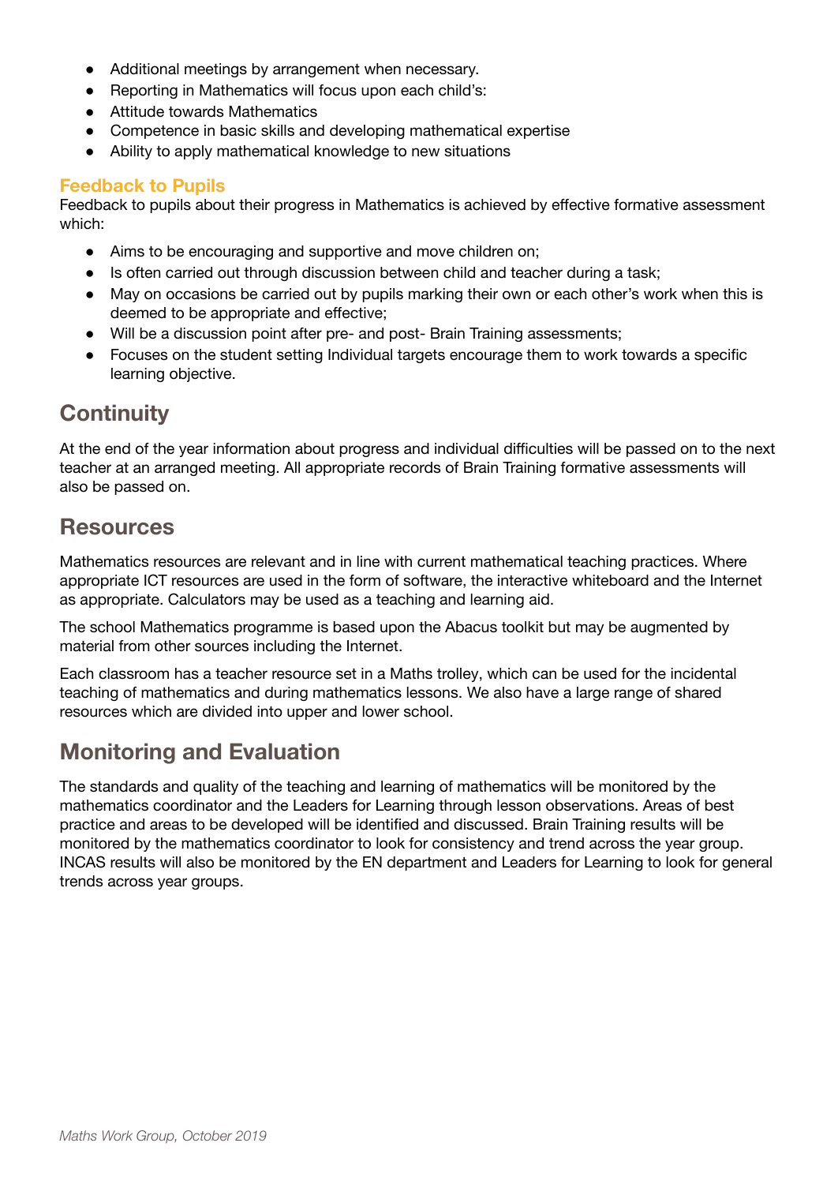- Additional meetings by arrangement when necessary.
- Reporting in Mathematics will focus upon each child's:
- Attitude towards Mathematics
- Competence in basic skills and developing mathematical expertise
- Ability to apply mathematical knowledge to new situations

### Feedback to Pupils

Feedback to pupils about their progress in Mathematics is achieved by effective formative assessment which:

- Aims to be encouraging and supportive and move children on;
- Is often carried out through discussion between child and teacher during a task;
- May on occasions be carried out by pupils marking their own or each other's work when this is deemed to be appropriate and effective;
- Will be a discussion point after pre- and post- Brain Training assessments;
- Focuses on the student setting Individual targets encourage them to work towards a specific learning objective.

## Continuity

At the end of the year information about progress and individual difficulties will be passed on to the next teacher at an arranged meeting. All appropriate records of Brain Training formative assessments will also be passed on.

## Resources

Mathematics resources are relevant and in line with current mathematical teaching practices. Where appropriate ICT resources are used in the form of software, the interactive whiteboard and the Internet as appropriate. Calculators may be used as a teaching and learning aid.

The school Mathematics programme is based upon the Abacus toolkit but may be augmented by material from other sources including the Internet.

Each classroom has a teacher resource set in a Maths trolley, which can be used for the incidental teaching of mathematics and during mathematics lessons. We also have a large range of shared resources which are divided into upper and lower school.

## Monitoring and Evaluation

The standards and quality of the teaching and learning of mathematics will be monitored by the mathematics coordinator and the Leaders for Learning through lesson observations. Areas of best practice and areas to be developed will be identified and discussed. Brain Training results will be monitored by the mathematics coordinator to look for consistency and trend across the year group. INCAS results will also be monitored by the EN department and Leaders for Learning to look for general trends across year groups.